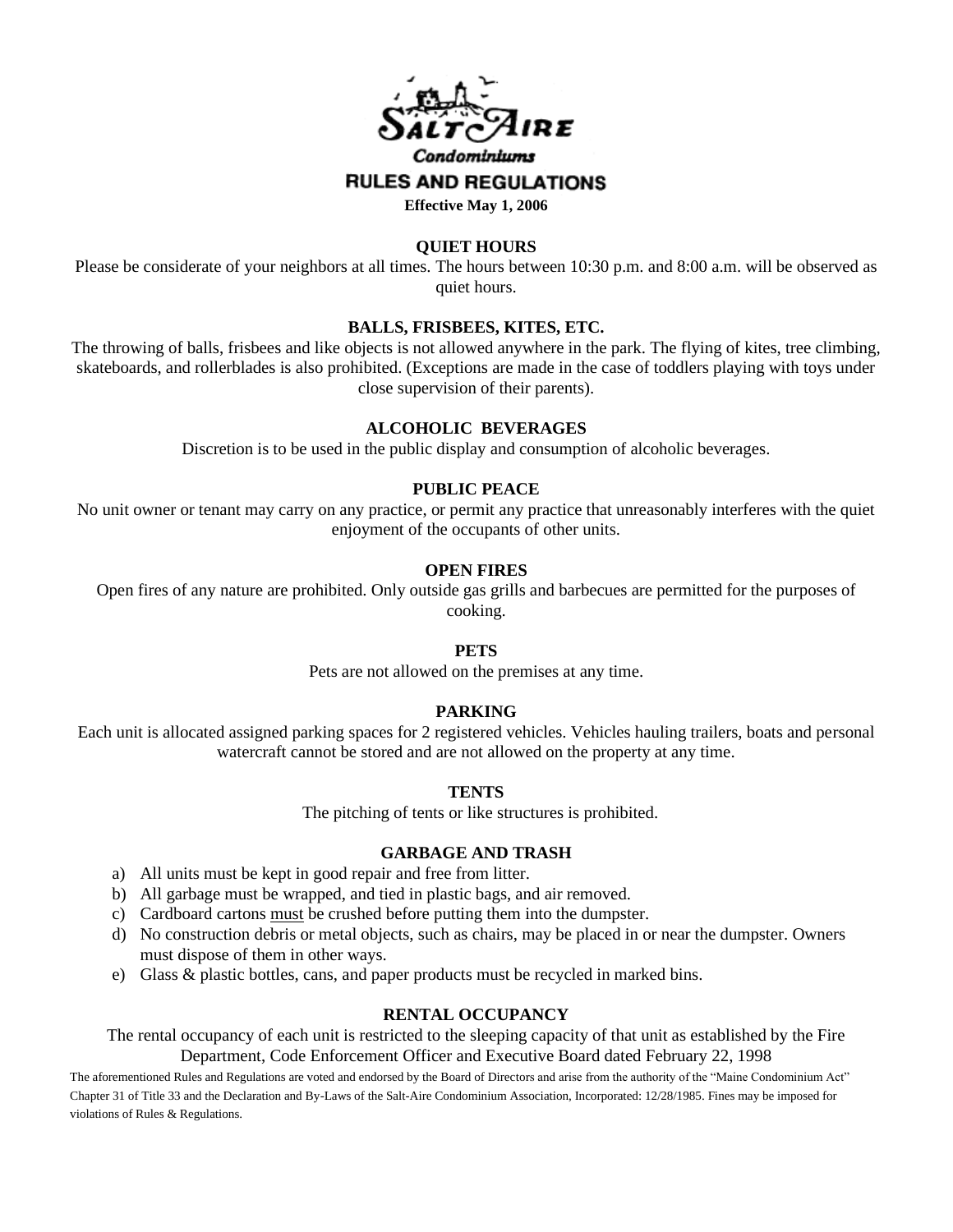# Salt-Aire Condominiums

## RULES AND REGULATIONS

**Effective May 1, 2006**

### QUIET HOURS

Please be considerate of your neighbors at all times. The hours between 10:30 p.m. and 8:00 a.m. will be observed as quiet hours.

### BALLS, FRISBEES, KITES, ETC.

The throwing of balls, frisbees and like objects is not allowed anywhere in the park. The flying of kites, tree climbing, skateboards, and rollerblades is also prohibited. (Exceptions are made in the case of toddlers playing with toys under close supervision of their parents).

### ALCOHOLIC BEVERAGES

Discretion is to be used in the public display and consumption of alcoholic beverages.

### PUBLIC PEACE

No unit owner or tenant may carry on any practice, or permit any practice that unreasonably interferes with the quiet enjoyment of the occupants of other units.

### OPEN FIRES

Open fires of any nature are prohibited. Only outside gas grills and barbecues are permitted for the purposes of cooking.

### PETS

Pets are not allowed on the premises at any time.

### PARKING

Each unit is allocated assigned parking spaces for 2 registered vehicles. Vehicles hauling trailers, boats and personal watercraft cannot be stored and are not allowed on the property at any time.

### TENTS

The pitching of tents or like structures is prohibited.

### GARBAGE AND TRASH

a) All units must be kept in good repair and free from litter.
b) All garbage must be wrapped, and tied in plastic bags, and air removed.
c) Cardboard cartons <u>must</u> be crushed before putting them into the dumpster.
d) No construction debris or metal objects, such as chairs, may be placed in or near the dumpster. Owners must dispose of them in other ways.
e) Glass & plastic bottles, cans, and paper products must be recycled in marked bins.

### RENTAL OCCUPANCY

The rental occupancy of each unit is restricted to the sleeping capacity of that unit as established by the Fire Department, Code Enforcement Officer and Executive Board dated February 22, 1998

The aforementioned Rules and Regulations are voted and endorsed by the Board of Directors and arise from the authority of the "Maine Condominium Act" Chapter 31 of Title 33 and the Declaration and By-Laws of the Salt-Aire Condominium Association, Incorporated: 12/28/1985. Fines may be imposed for violations of Rules & Regulations.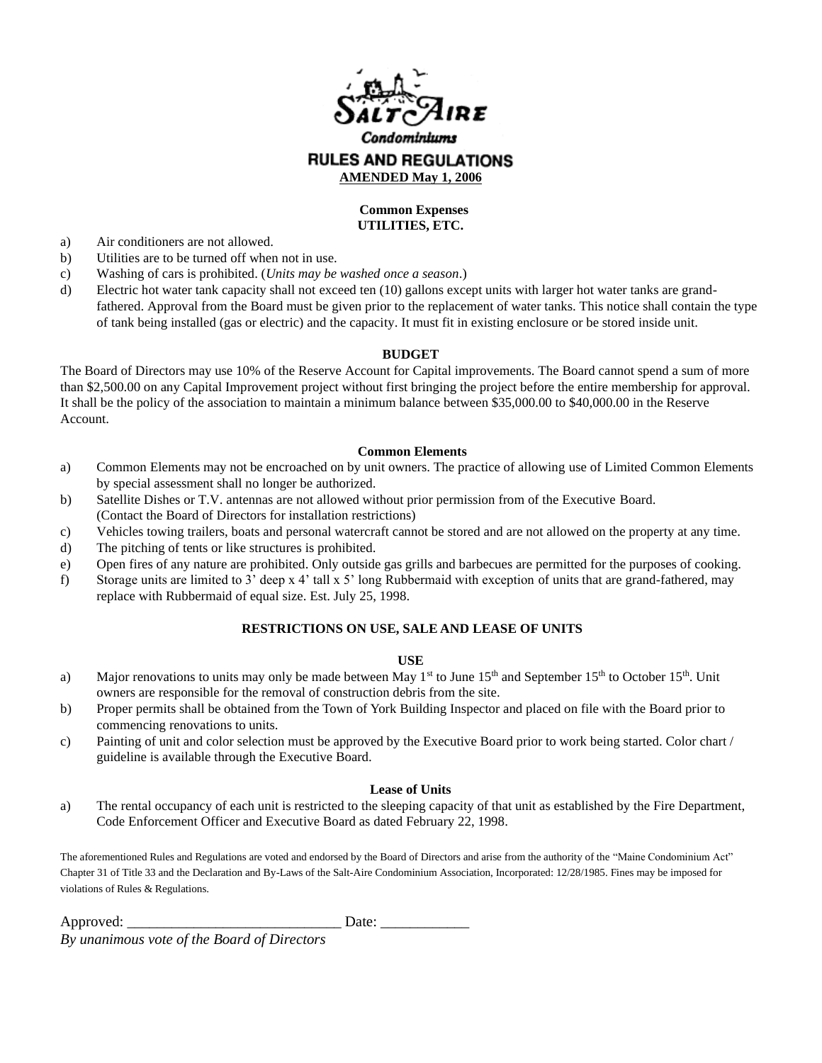# SALT AIRE

Condominiums

## RULES AND REGULATIONS

**AMENDED May 1, 2006**

### Common Expenses
### UTILITIES, ETC.

a) Air conditioners are not allowed.

b) Utilities are to be turned off when not in use.

c) Washing of cars is prohibited. (*Units may be washed once a season*.)

d) Electric hot water tank capacity shall not exceed ten (10) gallons except units with larger hot water tanks are grand-fathered. Approval from the Board must be given prior to the replacement of water tanks. This notice shall contain the type of tank being installed (gas or electric) and the capacity. It must fit in existing enclosure or be stored inside unit.

### BUDGET

The Board of Directors may use 10% of the Reserve Account for Capital improvements. The Board cannot spend a sum of more than $2,500.00 on any Capital Improvement project without first bringing the project before the entire membership for approval. It shall be the policy of the association to maintain a minimum balance between $35,000.00 to $40,000.00 in the Reserve Account.

### Common Elements

a) Common Elements may not be encroached on by unit owners. The practice of allowing use of Limited Common Elements by special assessment shall no longer be authorized.

b) Satellite Dishes or T.V. antennas are not allowed without prior permission from of the Executive Board. (Contact the Board of Directors for installation restrictions)

c) Vehicles towing trailers, boats and personal watercraft cannot be stored and are not allowed on the property at any time.

d) The pitching of tents or like structures is prohibited.

e) Open fires of any nature are prohibited. Only outside gas grills and barbecues are permitted for the purposes of cooking.

f) Storage units are limited to 3' deep x 4' tall x 5' long Rubbermaid with exception of units that are grand-fathered, may replace with Rubbermaid of equal size. Est. July 25, 1998.

### RESTRICTIONS ON USE, SALE AND LEASE OF UNITS

#### USE

a) Major renovations to units may only be made between May 1st to June 15th and September 15th to October 15th. Unit owners are responsible for the removal of construction debris from the site.

b) Proper permits shall be obtained from the Town of York Building Inspector and placed on file with the Board prior to commencing renovations to units.

c) Painting of unit and color selection must be approved by the Executive Board prior to work being started. Color chart / guideline is available through the Executive Board.

#### Lease of Units

a) The rental occupancy of each unit is restricted to the sleeping capacity of that unit as established by the Fire Department, Code Enforcement Officer and Executive Board as dated February 22, 1998.

The aforementioned Rules and Regulations are voted and endorsed by the Board of Directors and arise from the authority of the "Maine Condominium Act" Chapter 31 of Title 33 and the Declaration and By-Laws of the Salt-Aire Condominium Association, Incorporated: 12/28/1985. Fines may be imposed for violations of Rules & Regulations.

Approved: ____________________________ Date: ___________

*By unanimous vote of the Board of Directors*